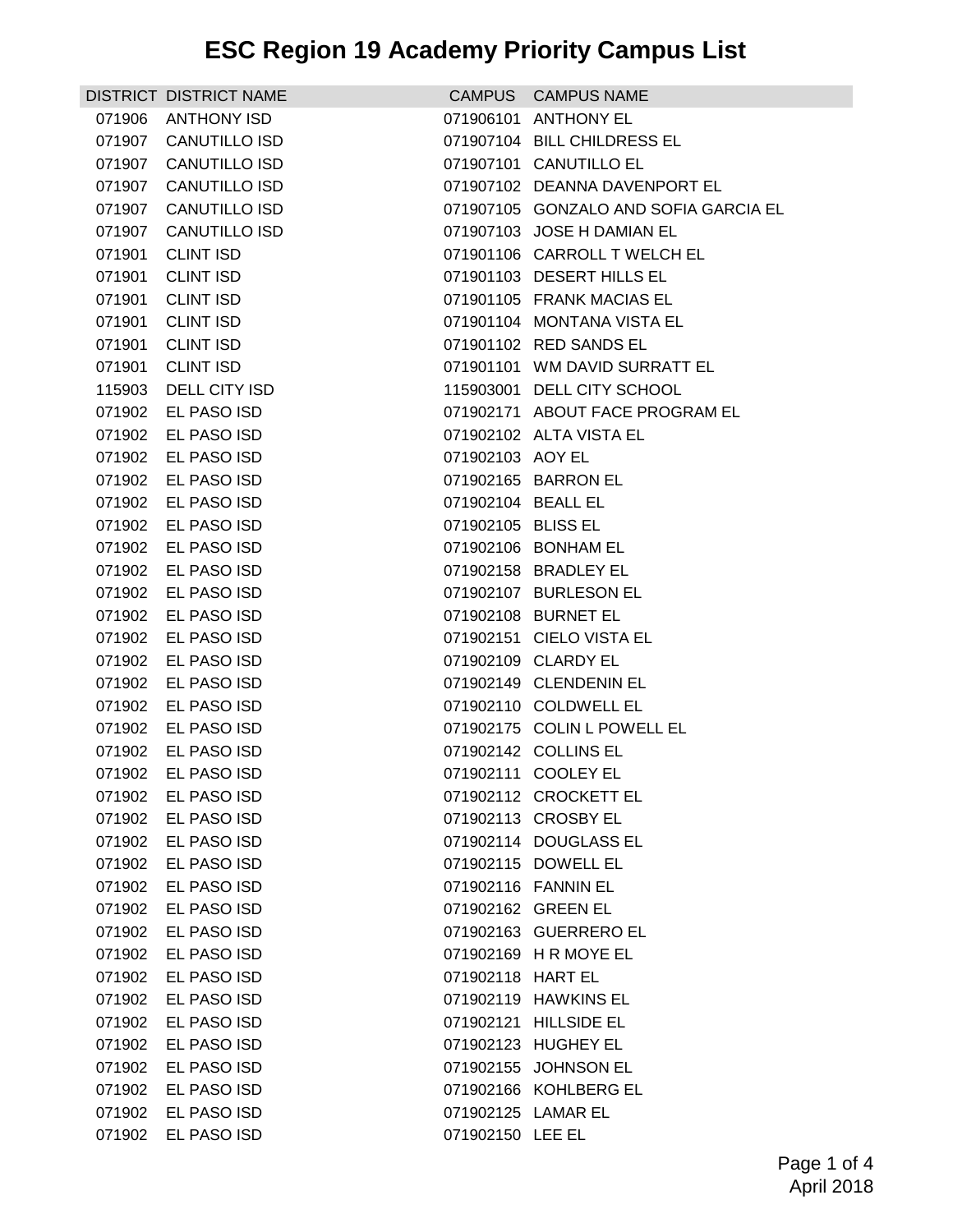# ESC Region 19 Academy Priority Campus List

| DISTRICT | DISTRICT NAME | CAMPUS | CAMPUS NAME |
|---|---|---|---|
| 071906 | ANTHONY ISD | 071906101 | ANTHONY EL |
| 071907 | CANUTILLO ISD | 071907104 | BILL CHILDRESS EL |
| 071907 | CANUTILLO ISD | 071907101 | CANUTILLO EL |
| 071907 | CANUTILLO ISD | 071907102 | DEANNA DAVENPORT EL |
| 071907 | CANUTILLO ISD | 071907105 | GONZALO AND SOFIA GARCIA EL |
| 071907 | CANUTILLO ISD | 071907103 | JOSE H DAMIAN EL |
| 071901 | CLINT ISD | 071901106 | CARROLL T WELCH EL |
| 071901 | CLINT ISD | 071901103 | DESERT HILLS EL |
| 071901 | CLINT ISD | 071901105 | FRANK MACIAS EL |
| 071901 | CLINT ISD | 071901104 | MONTANA VISTA EL |
| 071901 | CLINT ISD | 071901102 | RED SANDS EL |
| 071901 | CLINT ISD | 071901101 | WM DAVID SURRATT EL |
| 115903 | DELL CITY ISD | 115903001 | DELL CITY SCHOOL |
| 071902 | EL PASO ISD | 071902171 | ABOUT FACE PROGRAM EL |
| 071902 | EL PASO ISD | 071902102 | ALTA VISTA EL |
| 071902 | EL PASO ISD | 071902103 | AOY EL |
| 071902 | EL PASO ISD | 071902165 | BARRON EL |
| 071902 | EL PASO ISD | 071902104 | BEALL EL |
| 071902 | EL PASO ISD | 071902105 | BLISS EL |
| 071902 | EL PASO ISD | 071902106 | BONHAM EL |
| 071902 | EL PASO ISD | 071902158 | BRADLEY EL |
| 071902 | EL PASO ISD | 071902107 | BURLESON EL |
| 071902 | EL PASO ISD | 071902108 | BURNET EL |
| 071902 | EL PASO ISD | 071902151 | CIELO VISTA EL |
| 071902 | EL PASO ISD | 071902109 | CLARDY EL |
| 071902 | EL PASO ISD | 071902149 | CLENDENIN EL |
| 071902 | EL PASO ISD | 071902110 | COLDWELL EL |
| 071902 | EL PASO ISD | 071902175 | COLIN L POWELL EL |
| 071902 | EL PASO ISD | 071902142 | COLLINS EL |
| 071902 | EL PASO ISD | 071902111 | COOLEY EL |
| 071902 | EL PASO ISD | 071902112 | CROCKETT EL |
| 071902 | EL PASO ISD | 071902113 | CROSBY EL |
| 071902 | EL PASO ISD | 071902114 | DOUGLASS EL |
| 071902 | EL PASO ISD | 071902115 | DOWELL EL |
| 071902 | EL PASO ISD | 071902116 | FANNIN EL |
| 071902 | EL PASO ISD | 071902162 | GREEN EL |
| 071902 | EL PASO ISD | 071902163 | GUERRERO EL |
| 071902 | EL PASO ISD | 071902169 | H R MOYE EL |
| 071902 | EL PASO ISD | 071902118 | HART EL |
| 071902 | EL PASO ISD | 071902119 | HAWKINS EL |
| 071902 | EL PASO ISD | 071902121 | HILLSIDE EL |
| 071902 | EL PASO ISD | 071902123 | HUGHEY EL |
| 071902 | EL PASO ISD | 071902155 | JOHNSON EL |
| 071902 | EL PASO ISD | 071902166 | KOHLBERG EL |
| 071902 | EL PASO ISD | 071902125 | LAMAR EL |
| 071902 | EL PASO ISD | 071902150 | LEE EL |

April 2018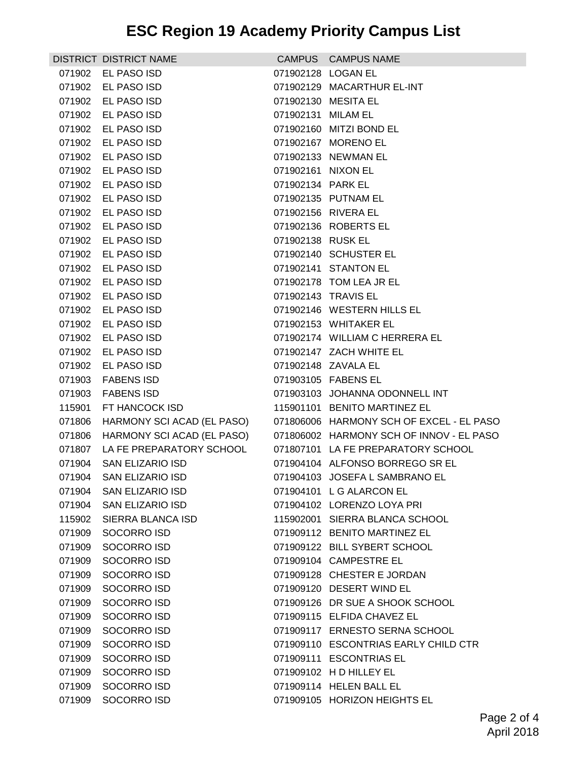# ESC Region 19 Academy Priority Campus List

| DISTRICT | DISTRICT NAME | CAMPUS | CAMPUS NAME |
|---|---|---|---|
| 071902 | EL PASO ISD | 071902128 | LOGAN EL |
| 071902 | EL PASO ISD | 071902129 | MACARTHUR EL-INT |
| 071902 | EL PASO ISD | 071902130 | MESITA EL |
| 071902 | EL PASO ISD | 071902131 | MILAM EL |
| 071902 | EL PASO ISD | 071902160 | MITZI BOND EL |
| 071902 | EL PASO ISD | 071902167 | MORENO EL |
| 071902 | EL PASO ISD | 071902133 | NEWMAN EL |
| 071902 | EL PASO ISD | 071902161 | NIXON EL |
| 071902 | EL PASO ISD | 071902134 | PARK EL |
| 071902 | EL PASO ISD | 071902135 | PUTNAM EL |
| 071902 | EL PASO ISD | 071902156 | RIVERA EL |
| 071902 | EL PASO ISD | 071902136 | ROBERTS EL |
| 071902 | EL PASO ISD | 071902138 | RUSK EL |
| 071902 | EL PASO ISD | 071902140 | SCHUSTER EL |
| 071902 | EL PASO ISD | 071902141 | STANTON EL |
| 071902 | EL PASO ISD | 071902178 | TOM LEA JR EL |
| 071902 | EL PASO ISD | 071902143 | TRAVIS EL |
| 071902 | EL PASO ISD | 071902146 | WESTERN HILLS EL |
| 071902 | EL PASO ISD | 071902153 | WHITAKER EL |
| 071902 | EL PASO ISD | 071902174 | WILLIAM C HERRERA EL |
| 071902 | EL PASO ISD | 071902147 | ZACH WHITE EL |
| 071902 | EL PASO ISD | 071902148 | ZAVALA EL |
| 071903 | FABENS ISD | 071903105 | FABENS EL |
| 071903 | FABENS ISD | 071903103 | JOHANNA ODONNELL INT |
| 115901 | FT HANCOCK ISD | 115901101 | BENITO MARTINEZ EL |
| 071806 | HARMONY SCI ACAD (EL PASO) | 071806006 | HARMONY SCH OF EXCEL - EL PASO |
| 071806 | HARMONY SCI ACAD (EL PASO) | 071806002 | HARMONY SCH OF INNOV - EL PASO |
| 071807 | LA FE PREPARATORY SCHOOL | 071807101 | LA FE PREPARATORY SCHOOL |
| 071904 | SAN ELIZARIO ISD | 071904104 | ALFONSO BORREGO SR EL |
| 071904 | SAN ELIZARIO ISD | 071904103 | JOSEFA L SAMBRANO EL |
| 071904 | SAN ELIZARIO ISD | 071904101 | L G ALARCON EL |
| 071904 | SAN ELIZARIO ISD | 071904102 | LORENZO LOYA PRI |
| 115902 | SIERRA BLANCA ISD | 115902001 | SIERRA BLANCA SCHOOL |
| 071909 | SOCORRO ISD | 071909112 | BENITO MARTINEZ EL |
| 071909 | SOCORRO ISD | 071909122 | BILL SYBERT SCHOOL |
| 071909 | SOCORRO ISD | 071909104 | CAMPESTRE EL |
| 071909 | SOCORRO ISD | 071909128 | CHESTER E JORDAN |
| 071909 | SOCORRO ISD | 071909120 | DESERT WIND EL |
| 071909 | SOCORRO ISD | 071909126 | DR SUE A SHOOK SCHOOL |
| 071909 | SOCORRO ISD | 071909115 | ELFIDA CHAVEZ EL |
| 071909 | SOCORRO ISD | 071909117 | ERNESTO SERNA SCHOOL |
| 071909 | SOCORRO ISD | 071909110 | ESCONTRIAS EARLY CHILD CTR |
| 071909 | SOCORRO ISD | 071909111 | ESCONTRIAS EL |
| 071909 | SOCORRO ISD | 071909102 | H D HILLEY EL |
| 071909 | SOCORRO ISD | 071909114 | HELEN BALL EL |
| 071909 | SOCORRO ISD | 071909105 | HORIZON HEIGHTS EL |

April 2018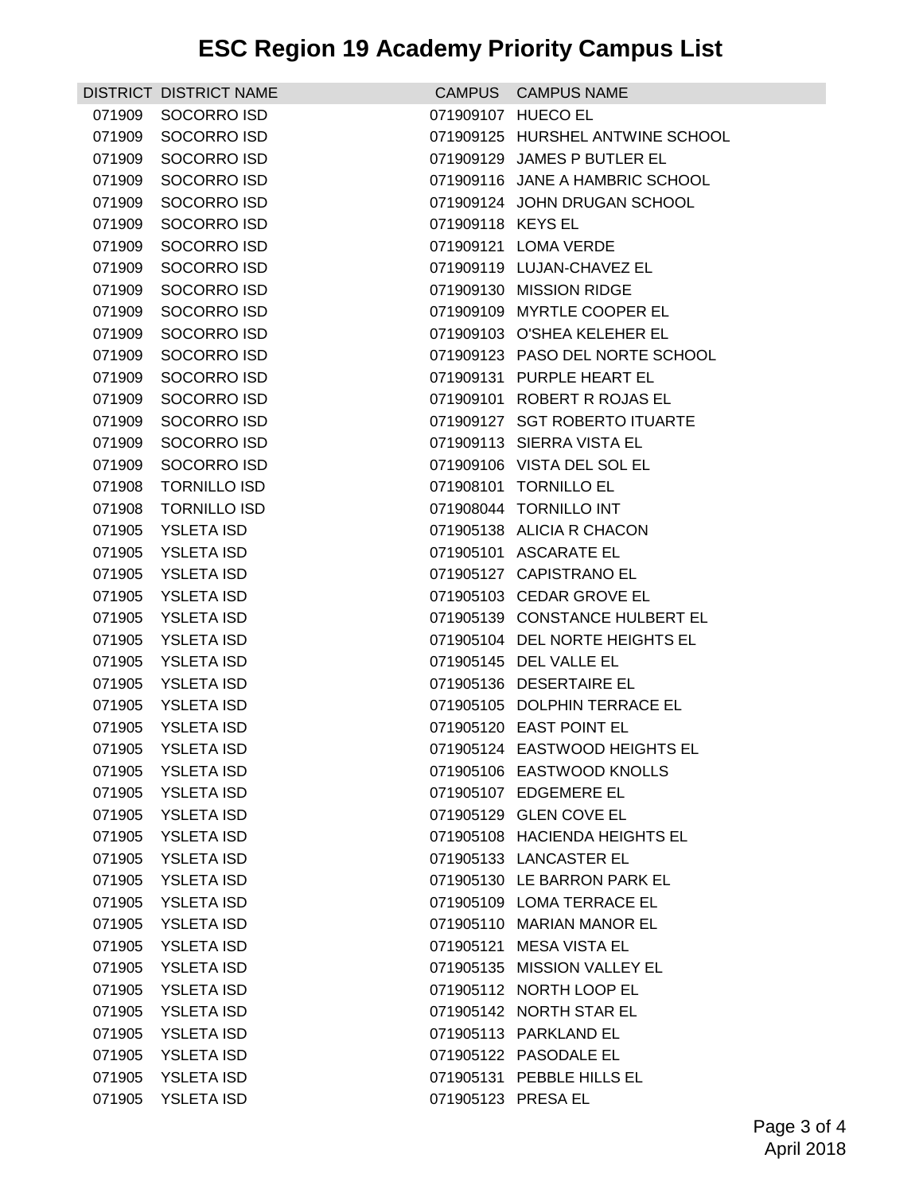# ESC Region 19 Academy Priority Campus List

| DISTRICT | DISTRICT NAME | CAMPUS | CAMPUS NAME |
|---|---|---|---|
| 071909 | SOCORRO ISD | 071909107 | HUECO EL |
| 071909 | SOCORRO ISD | 071909125 | HURSHEL ANTWINE SCHOOL |
| 071909 | SOCORRO ISD | 071909129 | JAMES P BUTLER EL |
| 071909 | SOCORRO ISD | 071909116 | JANE A HAMBRIC SCHOOL |
| 071909 | SOCORRO ISD | 071909124 | JOHN DRUGAN SCHOOL |
| 071909 | SOCORRO ISD | 071909118 | KEYS EL |
| 071909 | SOCORRO ISD | 071909121 | LOMA VERDE |
| 071909 | SOCORRO ISD | 071909119 | LUJAN-CHAVEZ EL |
| 071909 | SOCORRO ISD | 071909130 | MISSION RIDGE |
| 071909 | SOCORRO ISD | 071909109 | MYRTLE COOPER EL |
| 071909 | SOCORRO ISD | 071909103 | O'SHEA KELEHER EL |
| 071909 | SOCORRO ISD | 071909123 | PASO DEL NORTE SCHOOL |
| 071909 | SOCORRO ISD | 071909131 | PURPLE HEART EL |
| 071909 | SOCORRO ISD | 071909101 | ROBERT R ROJAS EL |
| 071909 | SOCORRO ISD | 071909127 | SGT ROBERTO ITUARTE |
| 071909 | SOCORRO ISD | 071909113 | SIERRA VISTA EL |
| 071909 | SOCORRO ISD | 071909106 | VISTA DEL SOL EL |
| 071908 | TORNILLO ISD | 071908101 | TORNILLO EL |
| 071908 | TORNILLO ISD | 071908044 | TORNILLO INT |
| 071905 | YSLETA ISD | 071905138 | ALICIA R CHACON |
| 071905 | YSLETA ISD | 071905101 | ASCARATE EL |
| 071905 | YSLETA ISD | 071905127 | CAPISTRANO EL |
| 071905 | YSLETA ISD | 071905103 | CEDAR GROVE EL |
| 071905 | YSLETA ISD | 071905139 | CONSTANCE HULBERT EL |
| 071905 | YSLETA ISD | 071905104 | DEL NORTE HEIGHTS EL |
| 071905 | YSLETA ISD | 071905145 | DEL VALLE EL |
| 071905 | YSLETA ISD | 071905136 | DESERTAIRE EL |
| 071905 | YSLETA ISD | 071905105 | DOLPHIN TERRACE EL |
| 071905 | YSLETA ISD | 071905120 | EAST POINT EL |
| 071905 | YSLETA ISD | 071905124 | EASTWOOD HEIGHTS EL |
| 071905 | YSLETA ISD | 071905106 | EASTWOOD KNOLLS |
| 071905 | YSLETA ISD | 071905107 | EDGEMERE EL |
| 071905 | YSLETA ISD | 071905129 | GLEN COVE EL |
| 071905 | YSLETA ISD | 071905108 | HACIENDA HEIGHTS EL |
| 071905 | YSLETA ISD | 071905133 | LANCASTER EL |
| 071905 | YSLETA ISD | 071905130 | LE BARRON PARK EL |
| 071905 | YSLETA ISD | 071905109 | LOMA TERRACE EL |
| 071905 | YSLETA ISD | 071905110 | MARIAN MANOR EL |
| 071905 | YSLETA ISD | 071905121 | MESA VISTA EL |
| 071905 | YSLETA ISD | 071905135 | MISSION VALLEY EL |
| 071905 | YSLETA ISD | 071905112 | NORTH LOOP EL |
| 071905 | YSLETA ISD | 071905142 | NORTH STAR EL |
| 071905 | YSLETA ISD | 071905113 | PARKLAND EL |
| 071905 | YSLETA ISD | 071905122 | PASODALE EL |
| 071905 | YSLETA ISD | 071905131 | PEBBLE HILLS EL |
| 071905 | YSLETA ISD | 071905123 | PRESA EL |

April 2018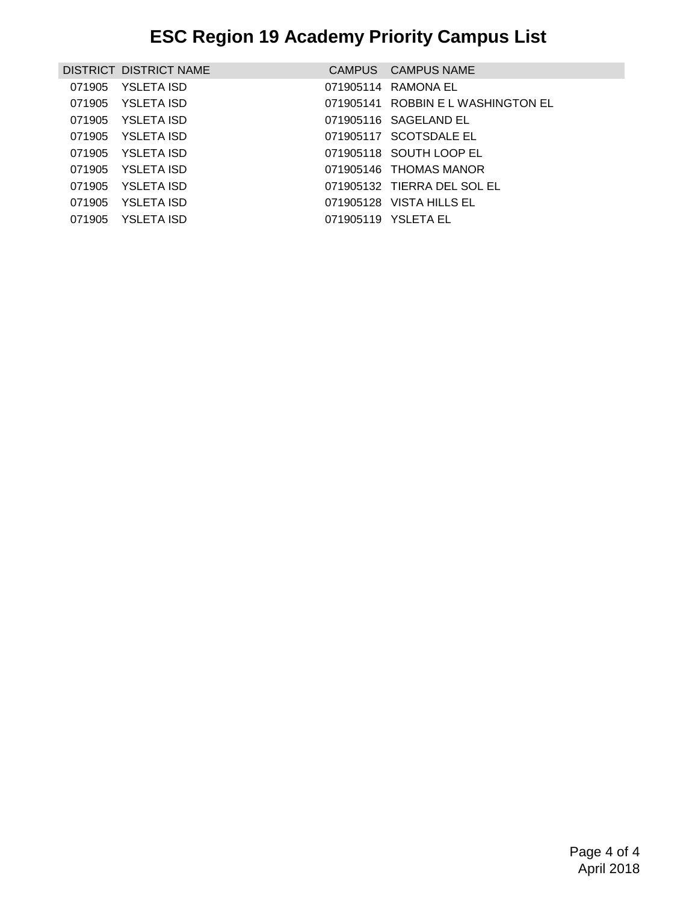# ESC Region 19 Academy Priority Campus List

| DISTRICT | DISTRICT NAME | CAMPUS | CAMPUS NAME |
|---|---|---|---|
| 071905 | YSLETA ISD | 071905114 | RAMONA EL |
| 071905 | YSLETA ISD | 071905141 | ROBBIN E L WASHINGTON EL |
| 071905 | YSLETA ISD | 071905116 | SAGELAND EL |
| 071905 | YSLETA ISD | 071905117 | SCOTSDALE EL |
| 071905 | YSLETA ISD | 071905118 | SOUTH LOOP EL |
| 071905 | YSLETA ISD | 071905146 | THOMAS MANOR |
| 071905 | YSLETA ISD | 071905132 | TIERRA DEL SOL EL |
| 071905 | YSLETA ISD | 071905128 | VISTA HILLS EL |
| 071905 | YSLETA ISD | 071905119 | YSLETA EL |

April 2018